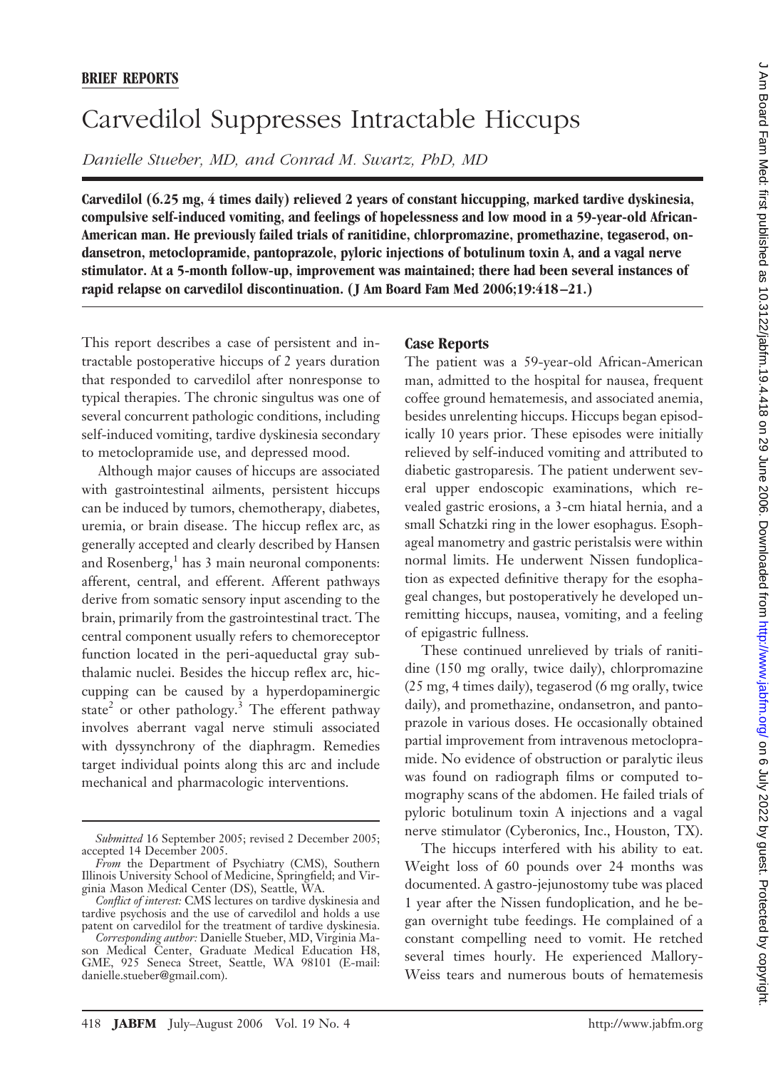**BRIEF REPORTS**

# Carvedilol Suppresses Intractable Hiccups

*Danielle Stueber, MD, and Conrad M. Swartz, PhD, MD*

**Carvedilol (6.25 mg, 4 times daily) relieved 2 years of constant hiccupping, marked tardive dyskinesia, compulsive self-induced vomiting, and feelings of hopelessness and low mood in a 59-year-old African-American man. He previously failed trials of ranitidine, chlorpromazine, promethazine, tegaserod, ondansetron, metoclopramide, pantoprazole, pyloric injections of botulinum toxin A, and a vagal nerve stimulator. At a 5-month follow-up, improvement was maintained; there had been several instances of rapid relapse on carvedilol discontinuation. (J Am Board Fam Med 2006;19:418–21.)**

This report describes a case of persistent and intractable postoperative hiccups of 2 years duration that responded to carvedilol after nonresponse to typical therapies. The chronic singultus was one of several concurrent pathologic conditions, including self-induced vomiting, tardive dyskinesia secondary to metoclopramide use, and depressed mood.

Although major causes of hiccups are associated with gastrointestinal ailments, persistent hiccups can be induced by tumors, chemotherapy, diabetes, uremia, or brain disease. The hiccup reflex arc, as generally accepted and clearly described by Hansen and Rosenberg,[1] has 3 main neuronal components: afferent, central, and efferent. Afferent pathways derive from somatic sensory input ascending to the brain, primarily from the gastrointestinal tract. The central component usually refers to chemoreceptor function located in the peri-aqueductal gray subthalamic nuclei. Besides the hiccup reflex arc, hiccupping can be caused by a hyperdopaminergic state[2] or other pathology.[3] The efferent pathway involves aberrant vagal nerve stimuli associated with dyssynchrony of the diaphragm. Remedies target individual points along this arc and include mechanical and pharmacologic interventions.

*Submitted* 16 September 2005; revised 2 December 2005; accepted 14 December 2005.

*From* the Department of Psychiatry (CMS), Southern Illinois University School of Medicine, Springfield; and Virginia Mason Medical Center (DS), Seattle, WA.

*Conflict of interest:* CMS lectures on tardive dyskinesia and tardive psychosis and the use of carvedilol and holds a use patent on carvedilol for the treatment of tardive dyskinesia.

*Corresponding author:* Danielle Stueber, MD, Virginia Mason Medical Center, Graduate Medical Education H8, GME, 925 Seneca Street, Seattle, WA 98101 (E-mail: danielle.stueber@gmail.com).

## Case Reports

The patient was a 59-year-old African-American man, admitted to the hospital for nausea, frequent coffee ground hematemesis, and associated anemia, besides unrelenting hiccups. Hiccups began episodically 10 years prior. These episodes were initially relieved by self-induced vomiting and attributed to diabetic gastroparesis. The patient underwent several upper endoscopic examinations, which revealed gastric erosions, a 3-cm hiatal hernia, and a small Schatzki ring in the lower esophagus. Esophageal manometry and gastric peristalsis were within normal limits. He underwent Nissen fundoplication as expected definitive therapy for the esophageal changes, but postoperatively he developed unremitting hiccups, nausea, vomiting, and a feeling of epigastric fullness.

These continued unrelieved by trials of ranitidine (150 mg orally, twice daily), chlorpromazine (25 mg, 4 times daily), tegaserod (6 mg orally, twice daily), and promethazine, ondansetron, and pantoprazole in various doses. He occasionally obtained partial improvement from intravenous metoclopramide. No evidence of obstruction or paralytic ileus was found on radiograph films or computed tomography scans of the abdomen. He failed trials of pyloric botulinum toxin A injections and a vagal nerve stimulator (Cyberonics, Inc., Houston, TX).

The hiccups interfered with his ability to eat. Weight loss of 60 pounds over 24 months was documented. A gastro-jejunostomy tube was placed 1 year after the Nissen fundoplication, and he began overnight tube feedings. He complained of a constant compelling need to vomit. He retched several times hourly. He experienced Mallory-Weiss tears and numerous bouts of hematemesis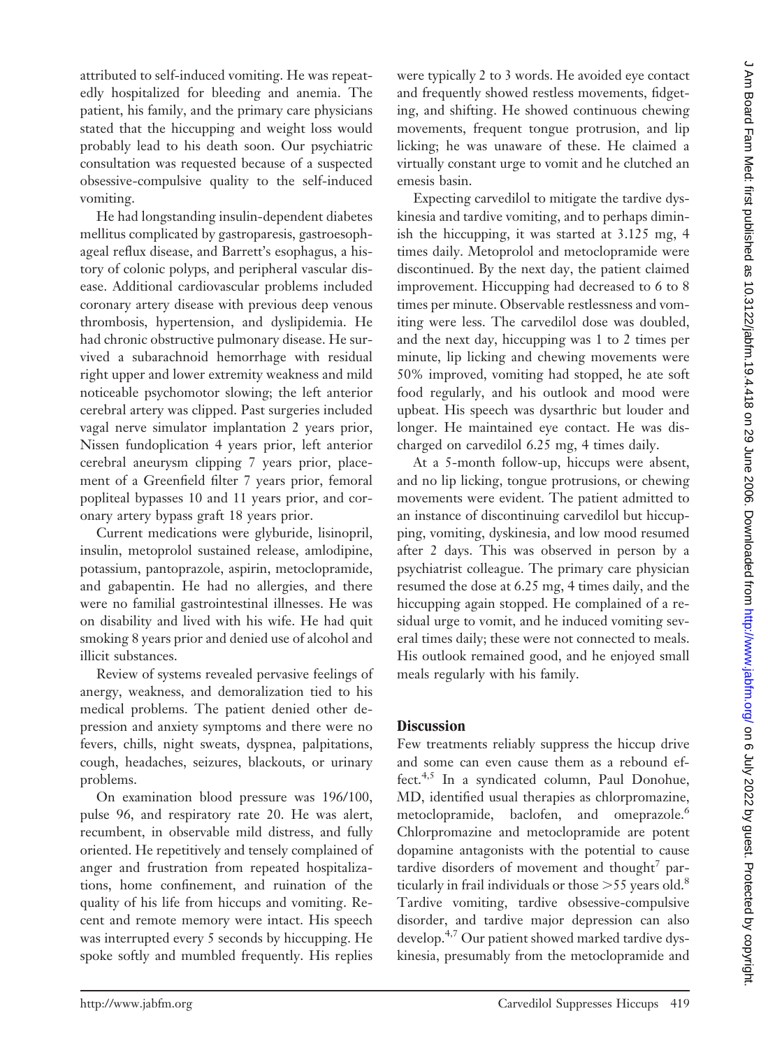attributed to self-induced vomiting. He was repeatedly hospitalized for bleeding and anemia. The patient, his family, and the primary care physicians stated that the hiccupping and weight loss would probably lead to his death soon. Our psychiatric consultation was requested because of a suspected obsessive-compulsive quality to the self-induced vomiting.

He had longstanding insulin-dependent diabetes mellitus complicated by gastroparesis, gastroesophageal reflux disease, and Barrett's esophagus, a history of colonic polyps, and peripheral vascular disease. Additional cardiovascular problems included coronary artery disease with previous deep venous thrombosis, hypertension, and dyslipidemia. He had chronic obstructive pulmonary disease. He survived a subarachnoid hemorrhage with residual right upper and lower extremity weakness and mild noticeable psychomotor slowing; the left anterior cerebral artery was clipped. Past surgeries included vagal nerve simulator implantation 2 years prior, Nissen fundoplication 4 years prior, left anterior cerebral aneurysm clipping 7 years prior, placement of a Greenfield filter 7 years prior, femoral popliteal bypasses 10 and 11 years prior, and coronary artery bypass graft 18 years prior.

Current medications were glyburide, lisinopril, insulin, metoprolol sustained release, amlodipine, potassium, pantoprazole, aspirin, metoclopramide, and gabapentin. He had no allergies, and there were no familial gastrointestinal illnesses. He was on disability and lived with his wife. He had quit smoking 8 years prior and denied use of alcohol and illicit substances.

Review of systems revealed pervasive feelings of anergy, weakness, and demoralization tied to his medical problems. The patient denied other depression and anxiety symptoms and there were no fevers, chills, night sweats, dyspnea, palpitations, cough, headaches, seizures, blackouts, or urinary problems.

On examination blood pressure was 196/100, pulse 96, and respiratory rate 20. He was alert, recumbent, in observable mild distress, and fully oriented. He repetitively and tensely complained of anger and frustration from repeated hospitalizations, home confinement, and ruination of the quality of his life from hiccups and vomiting. Recent and remote memory were intact. His speech was interrupted every 5 seconds by hiccupping. He spoke softly and mumbled frequently. His replies were typically 2 to 3 words. He avoided eye contact and frequently showed restless movements, fidgeting, and shifting. He showed continuous chewing movements, frequent tongue protrusion, and lip licking; he was unaware of these. He claimed a virtually constant urge to vomit and he clutched an emesis basin.

Expecting carvedilol to mitigate the tardive dyskinesia and tardive vomiting, and to perhaps diminish the hiccupping, it was started at 3.125 mg, 4 times daily. Metoprolol and metoclopramide were discontinued. By the next day, the patient claimed improvement. Hiccupping had decreased to 6 to 8 times per minute. Observable restlessness and vomiting were less. The carvedilol dose was doubled, and the next day, hiccupping was 1 to 2 times per minute, lip licking and chewing movements were 50% improved, vomiting had stopped, he ate soft food regularly, and his outlook and mood were upbeat. His speech was dysarthric but louder and longer. He maintained eye contact. He was discharged on carvedilol 6.25 mg, 4 times daily.

At a 5-month follow-up, hiccups were absent, and no lip licking, tongue protrusions, or chewing movements were evident. The patient admitted to an instance of discontinuing carvedilol but hiccupping, vomiting, dyskinesia, and low mood resumed after 2 days. This was observed in person by a psychiatrist colleague. The primary care physician resumed the dose at 6.25 mg, 4 times daily, and the hiccupping again stopped. He complained of a residual urge to vomit, and he induced vomiting several times daily; these were not connected to meals. His outlook remained good, and he enjoyed small meals regularly with his family.

## Discussion

Few treatments reliably suppress the hiccup drive and some can even cause them as a rebound effect.[4,5] In a syndicated column, Paul Donohue, MD, identified usual therapies as chlorpromazine, metoclopramide, baclofen, and omeprazole.[6] Chlorpromazine and metoclopramide are potent dopamine antagonists with the potential to cause tardive disorders of movement and thought[7] particularly in frail individuals or those >55 years old.[8] Tardive vomiting, tardive obsessive-compulsive disorder, and tardive major depression can also develop.[4,7] Our patient showed marked tardive dyskinesia, presumably from the metoclopramide and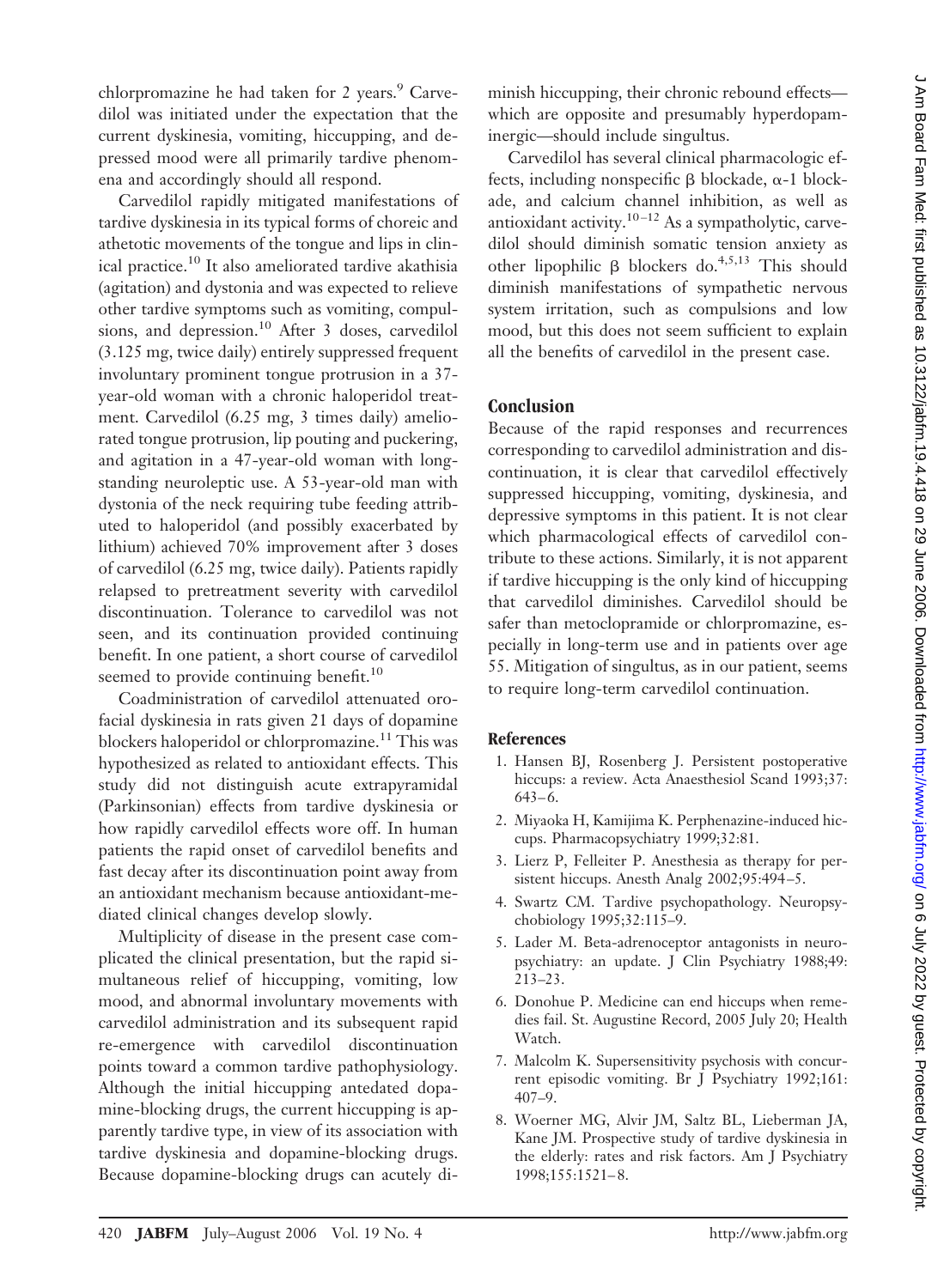chlorpromazine he had taken for 2 years.[9] Carvedilol was initiated under the expectation that the current dyskinesia, vomiting, hiccupping, and depressed mood were all primarily tardive phenomena and accordingly should all respond.

Carvedilol rapidly mitigated manifestations of tardive dyskinesia in its typical forms of choreic and athetotic movements of the tongue and lips in clinical practice.[10] It also ameliorated tardive akathisia (agitation) and dystonia and was expected to relieve other tardive symptoms such as vomiting, compulsions, and depression.[10] After 3 doses, carvedilol (3.125 mg, twice daily) entirely suppressed frequent involuntary prominent tongue protrusion in a 37-year-old woman with a chronic haloperidol treatment. Carvedilol (6.25 mg, 3 times daily) ameliorated tongue protrusion, lip pouting and puckering, and agitation in a 47-year-old woman with longstanding neuroleptic use. A 53-year-old man with dystonia of the neck requiring tube feeding attributed to haloperidol (and possibly exacerbated by lithium) achieved 70% improvement after 3 doses of carvedilol (6.25 mg, twice daily). Patients rapidly relapsed to pretreatment severity with carvedilol discontinuation. Tolerance to carvedilol was not seen, and its continuation provided continuing benefit. In one patient, a short course of carvedilol seemed to provide continuing benefit.[10]

Coadministration of carvedilol attenuated orofacial dyskinesia in rats given 21 days of dopamine blockers haloperidol or chlorpromazine.[11] This was hypothesized as related to antioxidant effects. This study did not distinguish acute extrapyramidal (Parkinsonian) effects from tardive dyskinesia or how rapidly carvedilol effects wore off. In human patients the rapid onset of carvedilol benefits and fast decay after its discontinuation point away from an antioxidant mechanism because antioxidant-mediated clinical changes develop slowly.

Multiplicity of disease in the present case complicated the clinical presentation, but the rapid simultaneous relief of hiccupping, vomiting, low mood, and abnormal involuntary movements with carvedilol administration and its subsequent rapid re-emergence with carvedilol discontinuation points toward a common tardive pathophysiology. Although the initial hiccupping antedated dopamine-blocking drugs, the current hiccupping is apparently tardive type, in view of its association with tardive dyskinesia and dopamine-blocking drugs. Because dopamine-blocking drugs can acutely diminish hiccupping, their chronic rebound effects—which are opposite and presumably hyperdopaminergic—should include singultus.

Carvedilol has several clinical pharmacologic effects, including nonspecific β blockade, α-1 blockade, and calcium channel inhibition, as well as antioxidant activity.[10–12] As a sympatholytic, carvedilol should diminish somatic tension anxiety as other lipophilic β blockers do.[4,5,13] This should diminish manifestations of sympathetic nervous system irritation, such as compulsions and low mood, but this does not seem sufficient to explain all the benefits of carvedilol in the present case.

## Conclusion

Because of the rapid responses and recurrences corresponding to carvedilol administration and discontinuation, it is clear that carvedilol effectively suppressed hiccupping, vomiting, dyskinesia, and depressive symptoms in this patient. It is not clear which pharmacological effects of carvedilol contribute to these actions. Similarly, it is not apparent if tardive hiccupping is the only kind of hiccupping that carvedilol diminishes. Carvedilol should be safer than metoclopramide or chlorpromazine, especially in long-term use and in patients over age 55. Mitigation of singultus, as in our patient, seems to require long-term carvedilol continuation.

## References

1. Hansen BJ, Rosenberg J. Persistent postoperative hiccups: a review. Acta Anaesthesiol Scand 1993;37:643–6.
2. Miyaoka H, Kamijima K. Perphenazine-induced hiccups. Pharmacopsychiatry 1999;32:81.
3. Lierz P, Felleiter P. Anesthesia as therapy for persistent hiccups. Anesth Analg 2002;95:494–5.
4. Swartz CM. Tardive psychopathology. Neuropsychobiology 1995;32:115–9.
5. Lader M. Beta-adrenoceptor antagonists in neuropsychiatry: an update. J Clin Psychiatry 1988;49:213–23.
6. Donohue P. Medicine can end hiccups when remedies fail. St. Augustine Record, 2005 July 20; Health Watch.
7. Malcolm K. Supersensitivity psychosis with concurrent episodic vomiting. Br J Psychiatry 1992;161:407–9.
8. Woerner MG, Alvir JM, Saltz BL, Lieberman JA, Kane JM. Prospective study of tardive dyskinesia in the elderly: rates and risk factors. Am J Psychiatry 1998;155:1521–8.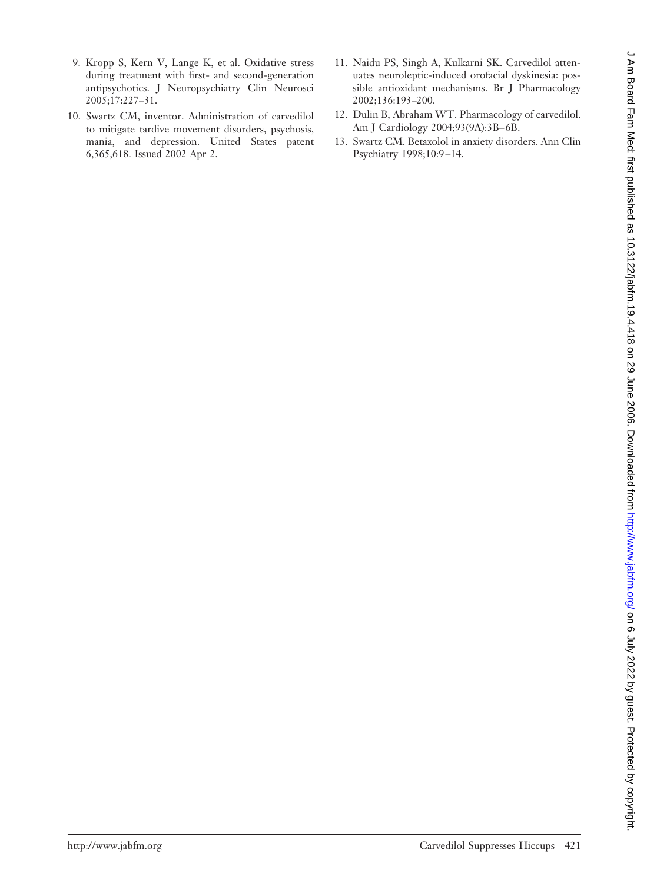9. Kropp S, Kern V, Lange K, et al. Oxidative stress during treatment with first- and second-generation antipsychotics. J Neuropsychiatry Clin Neurosci 2005;17:227–31.
10. Swartz CM, inventor. Administration of carvedilol to mitigate tardive movement disorders, psychosis, mania, and depression. United States patent 6,365,618. Issued 2002 Apr 2.
11. Naidu PS, Singh A, Kulkarni SK. Carvedilol attenuates neuroleptic-induced orofacial dyskinesia: possible antioxidant mechanisms. Br J Pharmacology 2002;136:193–200.
12. Dulin B, Abraham WT. Pharmacology of carvedilol. Am J Cardiology 2004;93(9A):3B–6B.
13. Swartz CM. Betaxolol in anxiety disorders. Ann Clin Psychiatry 1998;10:9–14.